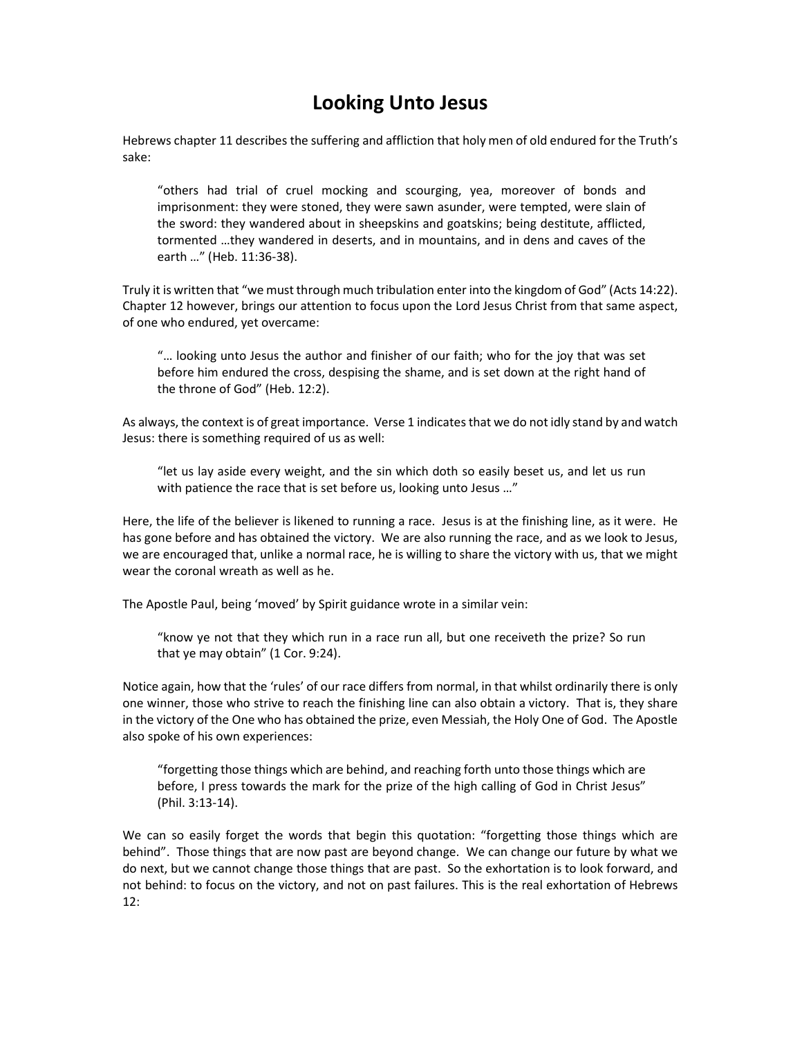# Looking Unto Jesus

Hebrews chapter 11 describes the suffering and affliction that holy men of old endured for the Truth's sake:

> "others had trial of cruel mocking and scourging, yea, moreover of bonds and imprisonment: they were stoned, they were sawn asunder, were tempted, were slain of the sword: they wandered about in sheepskins and goatskins; being destitute, afflicted, tormented …they wandered in deserts, and in mountains, and in dens and caves of the earth …" (Heb. 11:36-38).

Truly it is written that "we must through much tribulation enter into the kingdom of God" (Acts 14:22). Chapter 12 however, brings our attention to focus upon the Lord Jesus Christ from that same aspect, of one who endured, yet overcame:

> "… looking unto Jesus the author and finisher of our faith; who for the joy that was set before him endured the cross, despising the shame, and is set down at the right hand of the throne of God" (Heb. 12:2).

As always, the context is of great importance. Verse 1 indicates that we do not idly stand by and watch Jesus: there is something required of us as well:

> "let us lay aside every weight, and the sin which doth so easily beset us, and let us run with patience the race that is set before us, looking unto Jesus …"

Here, the life of the believer is likened to running a race. Jesus is at the finishing line, as it were. He has gone before and has obtained the victory. We are also running the race, and as we look to Jesus, we are encouraged that, unlike a normal race, he is willing to share the victory with us, that we might wear the coronal wreath as well as he.

The Apostle Paul, being 'moved' by Spirit guidance wrote in a similar vein:

> "know ye not that they which run in a race run all, but one receiveth the prize? So run that ye may obtain" (1 Cor. 9:24).

Notice again, how that the 'rules' of our race differs from normal, in that whilst ordinarily there is only one winner, those who strive to reach the finishing line can also obtain a victory. That is, they share in the victory of the One who has obtained the prize, even Messiah, the Holy One of God. The Apostle also spoke of his own experiences:

> "forgetting those things which are behind, and reaching forth unto those things which are before, I press towards the mark for the prize of the high calling of God in Christ Jesus" (Phil. 3:13-14).

We can so easily forget the words that begin this quotation: "forgetting those things which are behind". Those things that are now past are beyond change. We can change our future by what we do next, but we cannot change those things that are past. So the exhortation is to look forward, and not behind: to focus on the victory, and not on past failures. This is the real exhortation of Hebrews 12: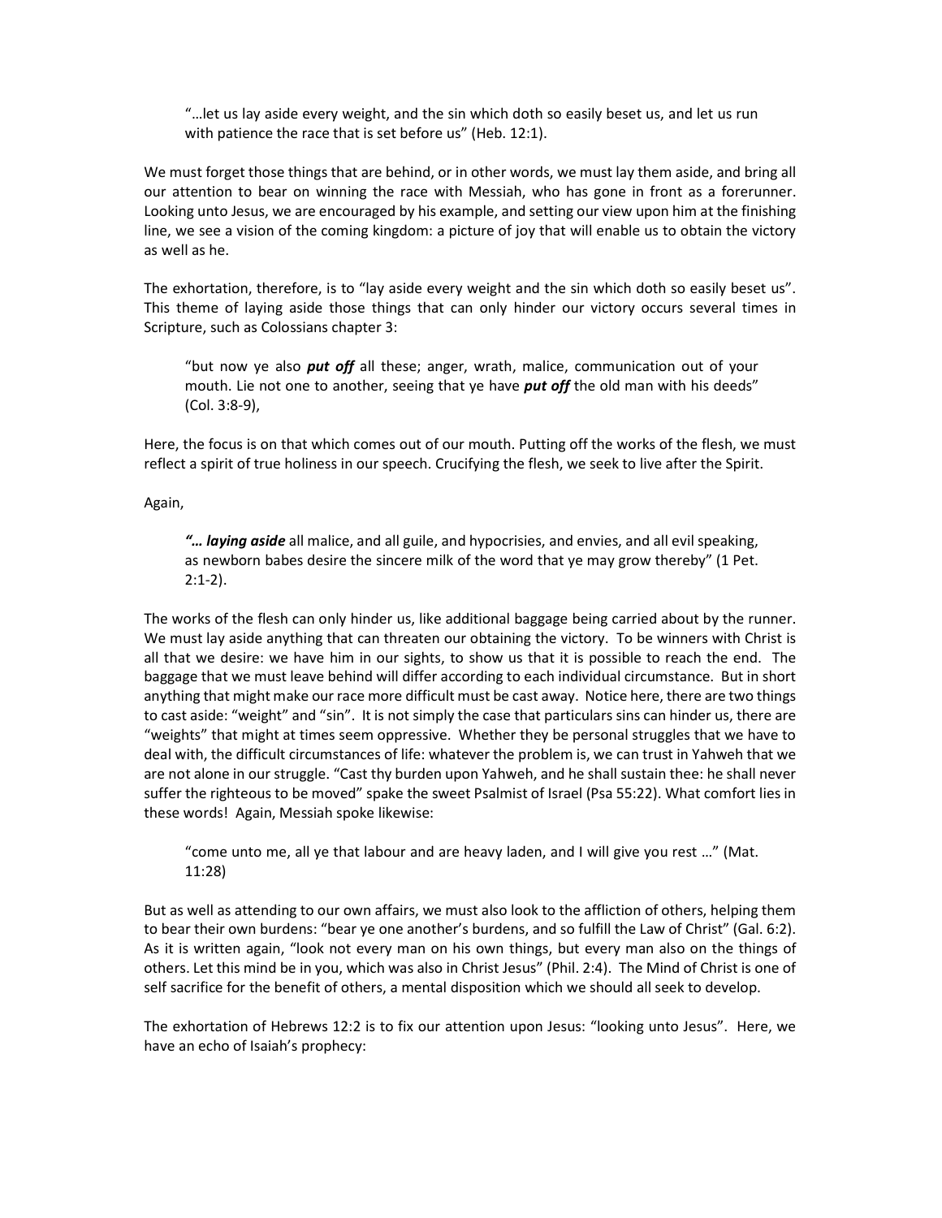> "…let us lay aside every weight, and the sin which doth so easily beset us, and let us run with patience the race that is set before us" (Heb. 12:1).

We must forget those things that are behind, or in other words, we must lay them aside, and bring all our attention to bear on winning the race with Messiah, who has gone in front as a forerunner. Looking unto Jesus, we are encouraged by his example, and setting our view upon him at the finishing line, we see a vision of the coming kingdom: a picture of joy that will enable us to obtain the victory as well as he.

The exhortation, therefore, is to "lay aside every weight and the sin which doth so easily beset us". This theme of laying aside those things that can only hinder our victory occurs several times in Scripture, such as Colossians chapter 3:

> "but now ye also ***put off*** all these; anger, wrath, malice, communication out of your mouth. Lie not one to another, seeing that ye have ***put off*** the old man with his deeds" (Col. 3:8-9),

Here, the focus is on that which comes out of our mouth. Putting off the works of the flesh, we must reflect a spirit of true holiness in our speech. Crucifying the flesh, we seek to live after the Spirit.

Again,

> ***"… laying aside*** all malice, and all guile, and hypocrisies, and envies, and all evil speaking, as newborn babes desire the sincere milk of the word that ye may grow thereby" (1 Pet. 2:1-2).

The works of the flesh can only hinder us, like additional baggage being carried about by the runner. We must lay aside anything that can threaten our obtaining the victory. To be winners with Christ is all that we desire: we have him in our sights, to show us that it is possible to reach the end. The baggage that we must leave behind will differ according to each individual circumstance. But in short anything that might make our race more difficult must be cast away. Notice here, there are two things to cast aside: "weight" and "sin". It is not simply the case that particulars sins can hinder us, there are "weights" that might at times seem oppressive. Whether they be personal struggles that we have to deal with, the difficult circumstances of life: whatever the problem is, we can trust in Yahweh that we are not alone in our struggle. "Cast thy burden upon Yahweh, and he shall sustain thee: he shall never suffer the righteous to be moved" spake the sweet Psalmist of Israel (Psa 55:22). What comfort lies in these words! Again, Messiah spoke likewise:

> "come unto me, all ye that labour and are heavy laden, and I will give you rest …" (Mat. 11:28)

But as well as attending to our own affairs, we must also look to the affliction of others, helping them to bear their own burdens: "bear ye one another's burdens, and so fulfill the Law of Christ" (Gal. 6:2). As it is written again, "look not every man on his own things, but every man also on the things of others. Let this mind be in you, which was also in Christ Jesus" (Phil. 2:4). The Mind of Christ is one of self sacrifice for the benefit of others, a mental disposition which we should all seek to develop.

The exhortation of Hebrews 12:2 is to fix our attention upon Jesus: "looking unto Jesus". Here, we have an echo of Isaiah's prophecy: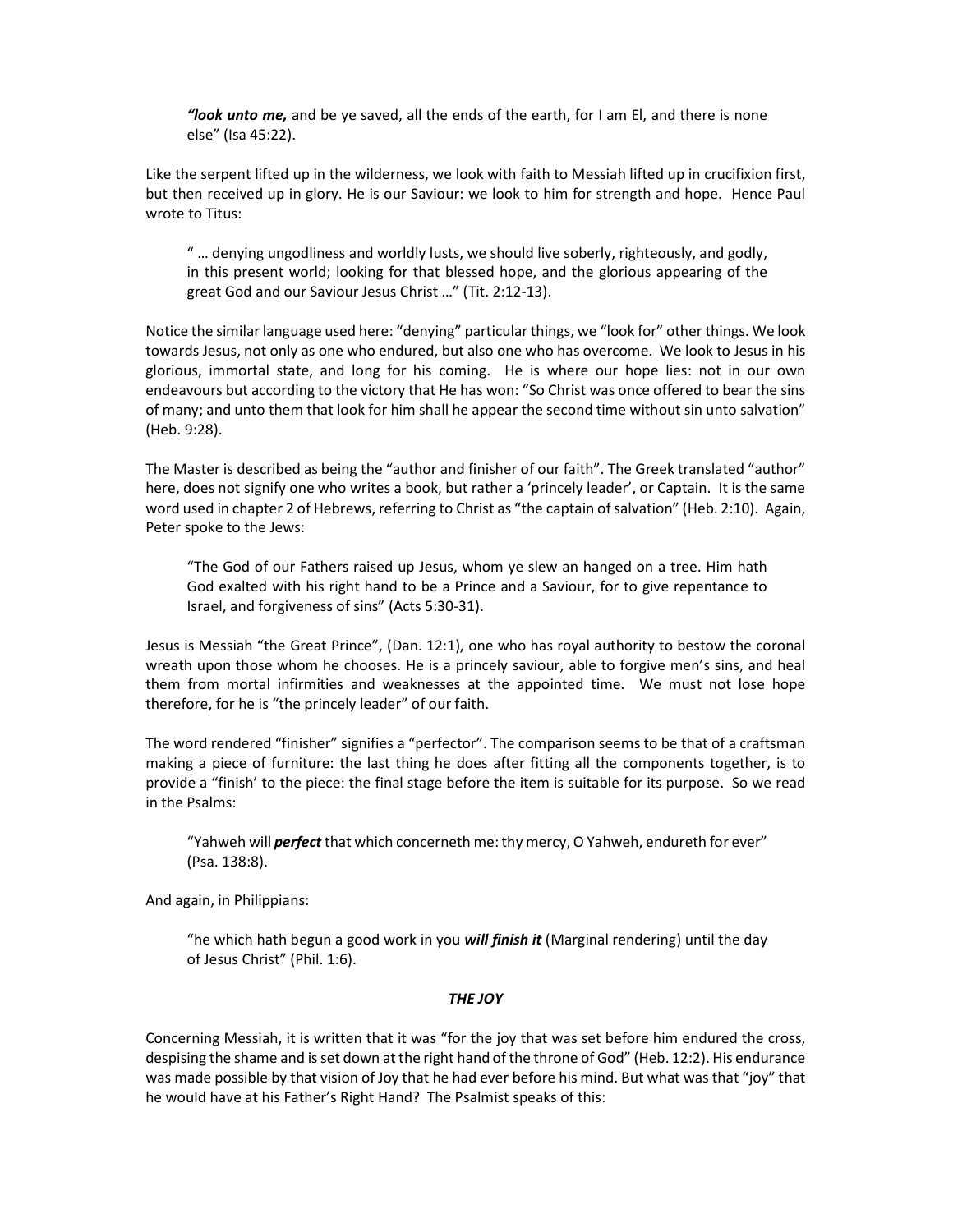> ***"look unto me,*** and be ye saved, all the ends of the earth, for I am El, and there is none else" (Isa 45:22).

Like the serpent lifted up in the wilderness, we look with faith to Messiah lifted up in crucifixion first, but then received up in glory. He is our Saviour: we look to him for strength and hope. Hence Paul wrote to Titus:

> " … denying ungodliness and worldly lusts, we should live soberly, righteously, and godly, in this present world; looking for that blessed hope, and the glorious appearing of the great God and our Saviour Jesus Christ …" (Tit. 2:12-13).

Notice the similar language used here: "denying" particular things, we "look for" other things. We look towards Jesus, not only as one who endured, but also one who has overcome. We look to Jesus in his glorious, immortal state, and long for his coming. He is where our hope lies: not in our own endeavours but according to the victory that He has won: "So Christ was once offered to bear the sins of many; and unto them that look for him shall he appear the second time without sin unto salvation" (Heb. 9:28).

The Master is described as being the "author and finisher of our faith". The Greek translated "author" here, does not signify one who writes a book, but rather a 'princely leader', or Captain. It is the same word used in chapter 2 of Hebrews, referring to Christ as "the captain of salvation" (Heb. 2:10). Again, Peter spoke to the Jews:

> "The God of our Fathers raised up Jesus, whom ye slew an hanged on a tree. Him hath God exalted with his right hand to be a Prince and a Saviour, for to give repentance to Israel, and forgiveness of sins" (Acts 5:30-31).

Jesus is Messiah "the Great Prince", (Dan. 12:1), one who has royal authority to bestow the coronal wreath upon those whom he chooses. He is a princely saviour, able to forgive men's sins, and heal them from mortal infirmities and weaknesses at the appointed time. We must not lose hope therefore, for he is "the princely leader" of our faith.

The word rendered "finisher" signifies a "perfector". The comparison seems to be that of a craftsman making a piece of furniture: the last thing he does after fitting all the components together, is to provide a "finish' to the piece: the final stage before the item is suitable for its purpose. So we read in the Psalms:

> "Yahweh will ***perfect*** that which concerneth me: thy mercy, O Yahweh, endureth for ever" (Psa. 138:8).

And again, in Philippians:

> "he which hath begun a good work in you ***will finish it*** (Marginal rendering) until the day of Jesus Christ" (Phil. 1:6).

### ***THE JOY***

Concerning Messiah, it is written that it was "for the joy that was set before him endured the cross, despising the shame and is set down at the right hand of the throne of God" (Heb. 12:2). His endurance was made possible by that vision of Joy that he had ever before his mind. But what was that "joy" that he would have at his Father's Right Hand? The Psalmist speaks of this: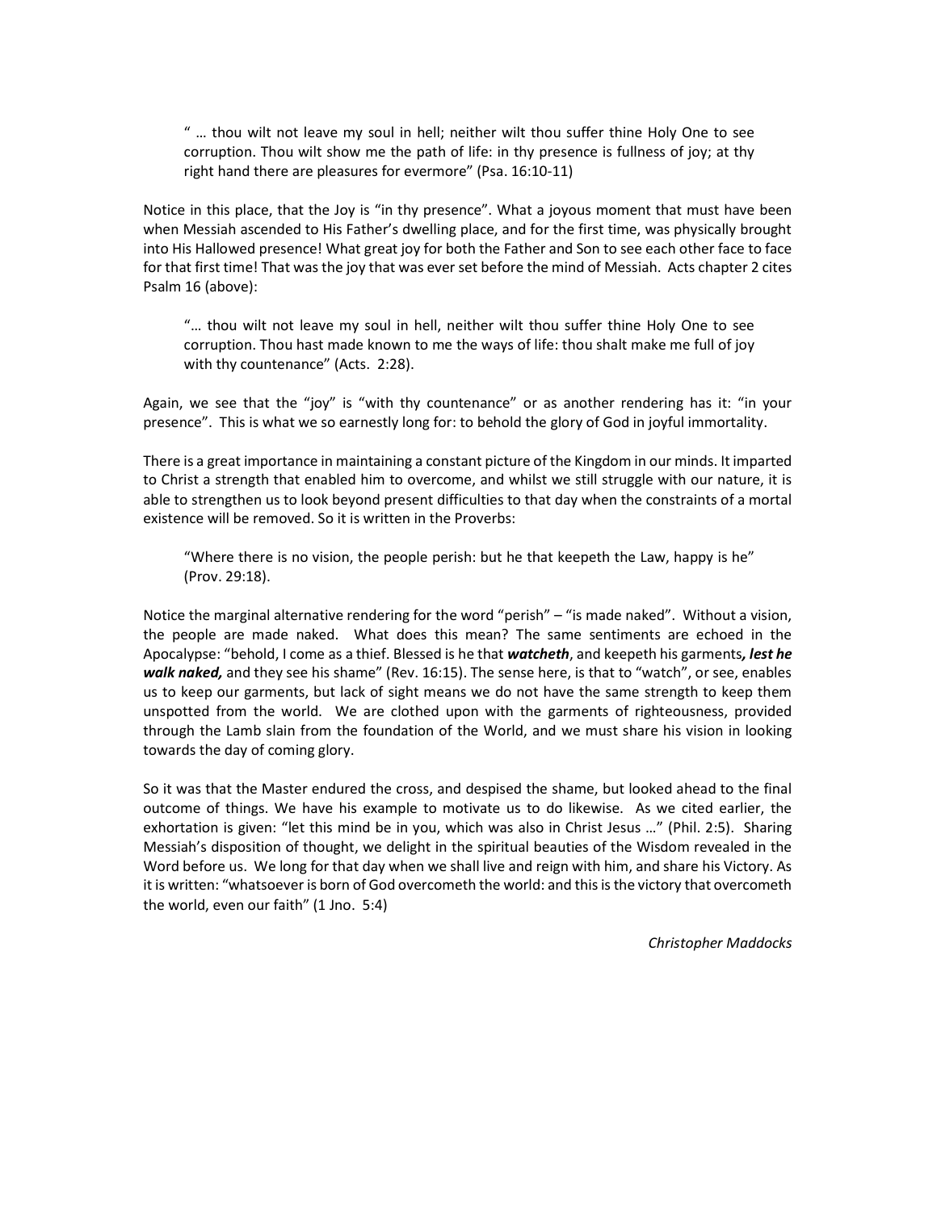> " … thou wilt not leave my soul in hell; neither wilt thou suffer thine Holy One to see corruption. Thou wilt show me the path of life: in thy presence is fullness of joy; at thy right hand there are pleasures for evermore" (Psa. 16:10-11)

Notice in this place, that the Joy is "in thy presence". What a joyous moment that must have been when Messiah ascended to His Father's dwelling place, and for the first time, was physically brought into His Hallowed presence! What great joy for both the Father and Son to see each other face to face for that first time! That was the joy that was ever set before the mind of Messiah. Acts chapter 2 cites Psalm 16 (above):

> "… thou wilt not leave my soul in hell, neither wilt thou suffer thine Holy One to see corruption. Thou hast made known to me the ways of life: thou shalt make me full of joy with thy countenance" (Acts. 2:28).

Again, we see that the "joy" is "with thy countenance" or as another rendering has it: "in your presence". This is what we so earnestly long for: to behold the glory of God in joyful immortality.

There is a great importance in maintaining a constant picture of the Kingdom in our minds. It imparted to Christ a strength that enabled him to overcome, and whilst we still struggle with our nature, it is able to strengthen us to look beyond present difficulties to that day when the constraints of a mortal existence will be removed. So it is written in the Proverbs:

> "Where there is no vision, the people perish: but he that keepeth the Law, happy is he" (Prov. 29:18).

Notice the marginal alternative rendering for the word "perish" – "is made naked". Without a vision, the people are made naked. What does this mean? The same sentiments are echoed in the Apocalypse: "behold, I come as a thief. Blessed is he that ***watcheth***, and keepeth his garments***, lest he walk naked,*** and they see his shame" (Rev. 16:15). The sense here, is that to "watch", or see, enables us to keep our garments, but lack of sight means we do not have the same strength to keep them unspotted from the world. We are clothed upon with the garments of righteousness, provided through the Lamb slain from the foundation of the World, and we must share his vision in looking towards the day of coming glory.

So it was that the Master endured the cross, and despised the shame, but looked ahead to the final outcome of things. We have his example to motivate us to do likewise. As we cited earlier, the exhortation is given: "let this mind be in you, which was also in Christ Jesus …" (Phil. 2:5). Sharing Messiah's disposition of thought, we delight in the spiritual beauties of the Wisdom revealed in the Word before us. We long for that day when we shall live and reign with him, and share his Victory. As it is written: "whatsoever is born of God overcometh the world: and this is the victory that overcometh the world, even our faith" (1 Jno. 5:4)

*Christopher Maddocks*